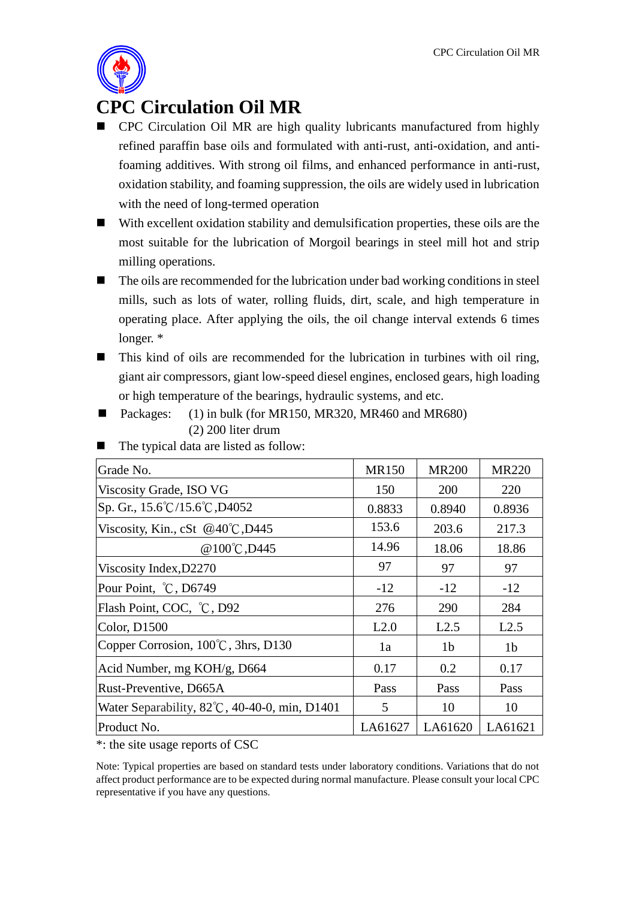# CPC Circulation Oil MR

- CPC Circulation Oil MR are high quality lubricants manufactured from highly refined paraffin base oils and formulated with anti-rust, anti-oxidation, and anti-foaming additives. With strong oil films, and enhanced performance in anti-rust, oxidation stability, and foaming suppression, the oils are widely used in lubrication with the need of long-termed operation
- With excellent oxidation stability and demulsification properties, these oils are the most suitable for the lubrication of Morgoil bearings in steel mill hot and strip milling operations.
- The oils are recommended for the lubrication under bad working conditions in steel mills, such as lots of water, rolling fluids, dirt, scale, and high temperature in operating place. After applying the oils, the oil change interval extends 6 times longer. *
- This kind of oils are recommended for the lubrication in turbines with oil ring, giant air compressors, giant low-speed diesel engines, enclosed gears, high loading or high temperature of the bearings, hydraulic systems, and etc.
- Packages: (1) in bulk (for MR150, MR320, MR460 and MR680)
  (2) 200 liter drum
- The typical data are listed as follow:

| Grade No. | MR150 | MR200 | MR220 |
|---|---|---|---|
| Viscosity Grade, ISO VG | 150 | 200 | 220 |
| Sp. Gr., 15.6℃/15.6℃,D4052 | 0.8833 | 0.8940 | 0.8936 |
| Viscosity, Kin., cSt @40℃,D445 | 153.6 | 203.6 | 217.3 |
| @100℃,D445 | 14.96 | 18.06 | 18.86 |
| Viscosity Index,D2270 | 97 | 97 | 97 |
| Pour Point, ℃, D6749 | -12 | -12 | -12 |
| Flash Point, COC, ℃, D92 | 276 | 290 | 284 |
| Color, D1500 | L2.0 | L2.5 | L2.5 |
| Copper Corrosion, 100℃, 3hrs, D130 | 1a | 1b | 1b |
| Acid Number, mg KOH/g, D664 | 0.17 | 0.2 | 0.17 |
| Rust-Preventive, D665A | Pass | Pass | Pass |
| Water Separability, 82℃, 40-40-0, min, D1401 | 5 | 10 | 10 |
| Product No. | LA61627 | LA61620 | LA61621 |

*: the site usage reports of CSC

Note: Typical properties are based on standard tests under laboratory conditions. Variations that do not affect product performance are to be expected during normal manufacture. Please consult your local CPC representative if you have any questions.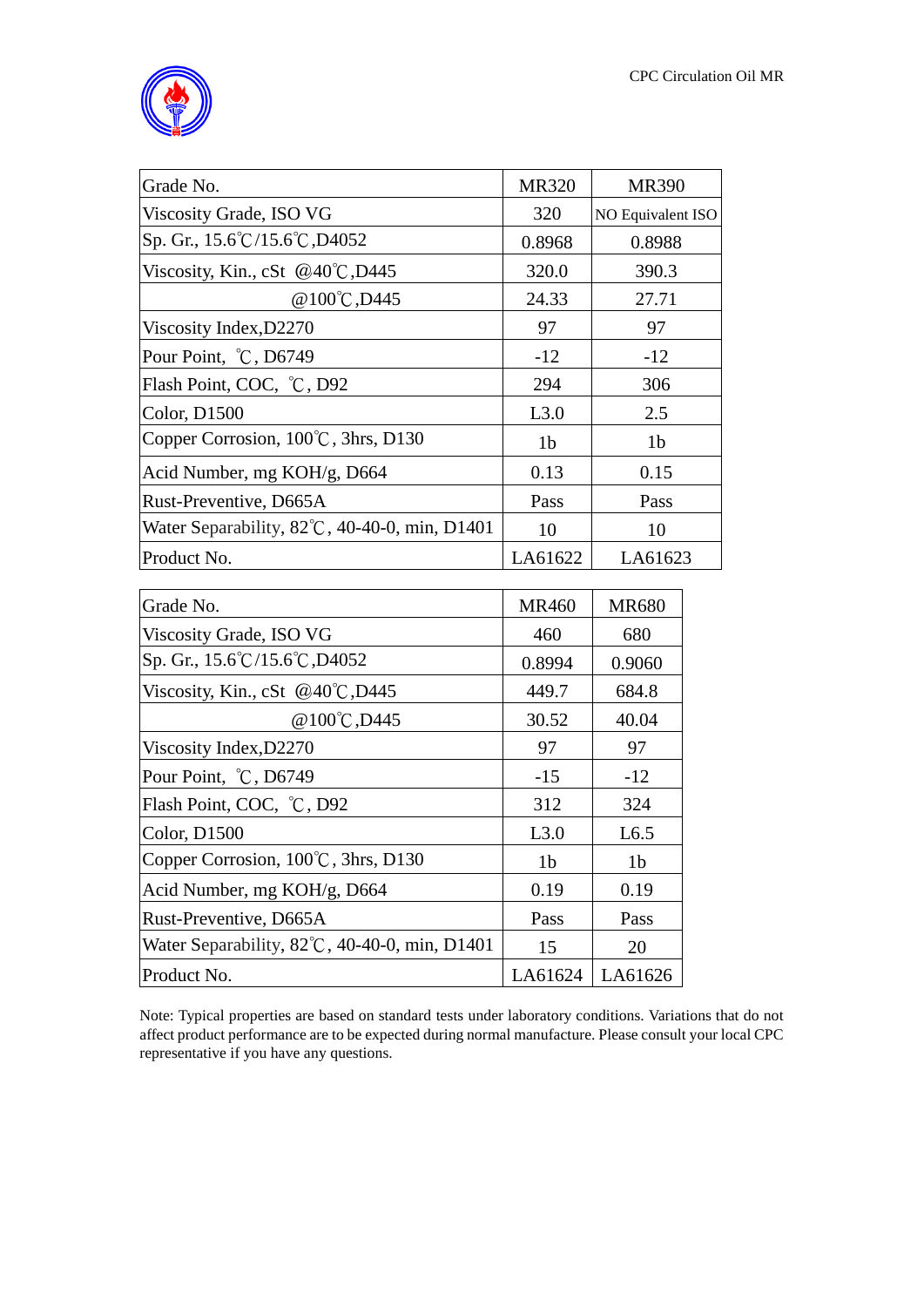| Grade No. | MR320 | MR390 |
|---|---|---|
| Viscosity Grade, ISO VG | 320 | NO Equivalent ISO |
| Sp. Gr., 15.6℃/15.6℃,D4052 | 0.8968 | 0.8988 |
| Viscosity, Kin., cSt @40℃,D445 | 320.0 | 390.3 |
| @100℃,D445 | 24.33 | 27.71 |
| Viscosity Index,D2270 | 97 | 97 |
| Pour Point, ℃, D6749 | -12 | -12 |
| Flash Point, COC, ℃, D92 | 294 | 306 |
| Color, D1500 | L3.0 | 2.5 |
| Copper Corrosion, 100℃, 3hrs, D130 | 1b | 1b |
| Acid Number, mg KOH/g, D664 | 0.13 | 0.15 |
| Rust-Preventive, D665A | Pass | Pass |
| Water Separability, 82℃, 40-40-0, min, D1401 | 10 | 10 |
| Product No. | LA61622 | LA61623 |

| Grade No. | MR460 | MR680 |
|---|---|---|
| Viscosity Grade, ISO VG | 460 | 680 |
| Sp. Gr., 15.6℃/15.6℃,D4052 | 0.8994 | 0.9060 |
| Viscosity, Kin., cSt @40℃,D445 | 449.7 | 684.8 |
| @100℃,D445 | 30.52 | 40.04 |
| Viscosity Index,D2270 | 97 | 97 |
| Pour Point, ℃, D6749 | -15 | -12 |
| Flash Point, COC, ℃, D92 | 312 | 324 |
| Color, D1500 | L3.0 | L6.5 |
| Copper Corrosion, 100℃, 3hrs, D130 | 1b | 1b |
| Acid Number, mg KOH/g, D664 | 0.19 | 0.19 |
| Rust-Preventive, D665A | Pass | Pass |
| Water Separability, 82℃, 40-40-0, min, D1401 | 15 | 20 |
| Product No. | LA61624 | LA61626 |

Note: Typical properties are based on standard tests under laboratory conditions. Variations that do not affect product performance are to be expected during normal manufacture. Please consult your local CPC representative if you have any questions.